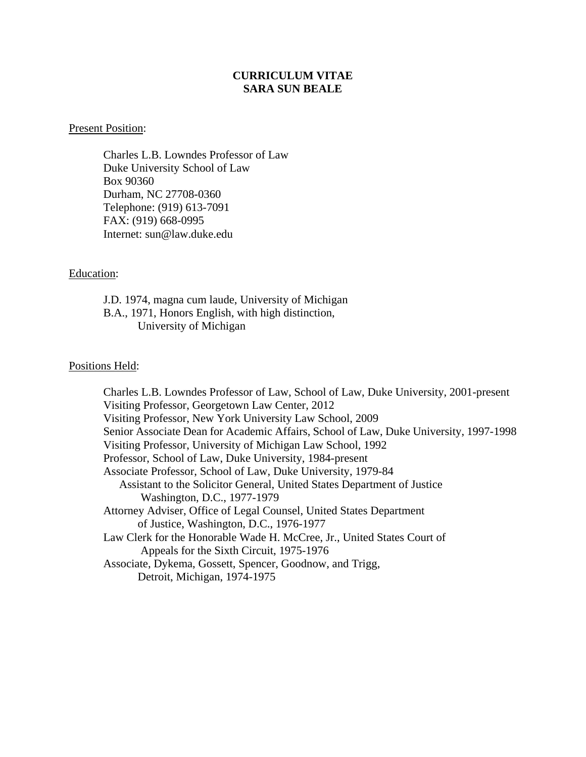# CURRICULUM VITAE
# SARA SUN BEALE

Present Position:

Charles L.B. Lowndes Professor of Law
Duke University School of Law
Box 90360
Durham, NC 27708-0360
Telephone: (919) 613-7091
FAX: (919) 668-0995
Internet: sun@law.duke.edu

Education:

J.D. 1974, magna cum laude, University of Michigan
B.A., 1971, Honors English, with high distinction,
University of Michigan

Positions Held:

Charles L.B. Lowndes Professor of Law, School of Law, Duke University, 2001-present
Visiting Professor, Georgetown Law Center, 2012
Visiting Professor, New York University Law School, 2009
Senior Associate Dean for Academic Affairs, School of Law, Duke University, 1997-1998
Visiting Professor, University of Michigan Law School, 1992
Professor, School of Law, Duke University, 1984-present
Associate Professor, School of Law, Duke University, 1979-84
Assistant to the Solicitor General, United States Department of Justice
Washington, D.C., 1977-1979
Attorney Adviser, Office of Legal Counsel, United States Department
of Justice, Washington, D.C., 1976-1977
Law Clerk for the Honorable Wade H. McCree, Jr., United States Court of
Appeals for the Sixth Circuit, 1975-1976
Associate, Dykema, Gossett, Spencer, Goodnow, and Trigg,
Detroit, Michigan, 1974-1975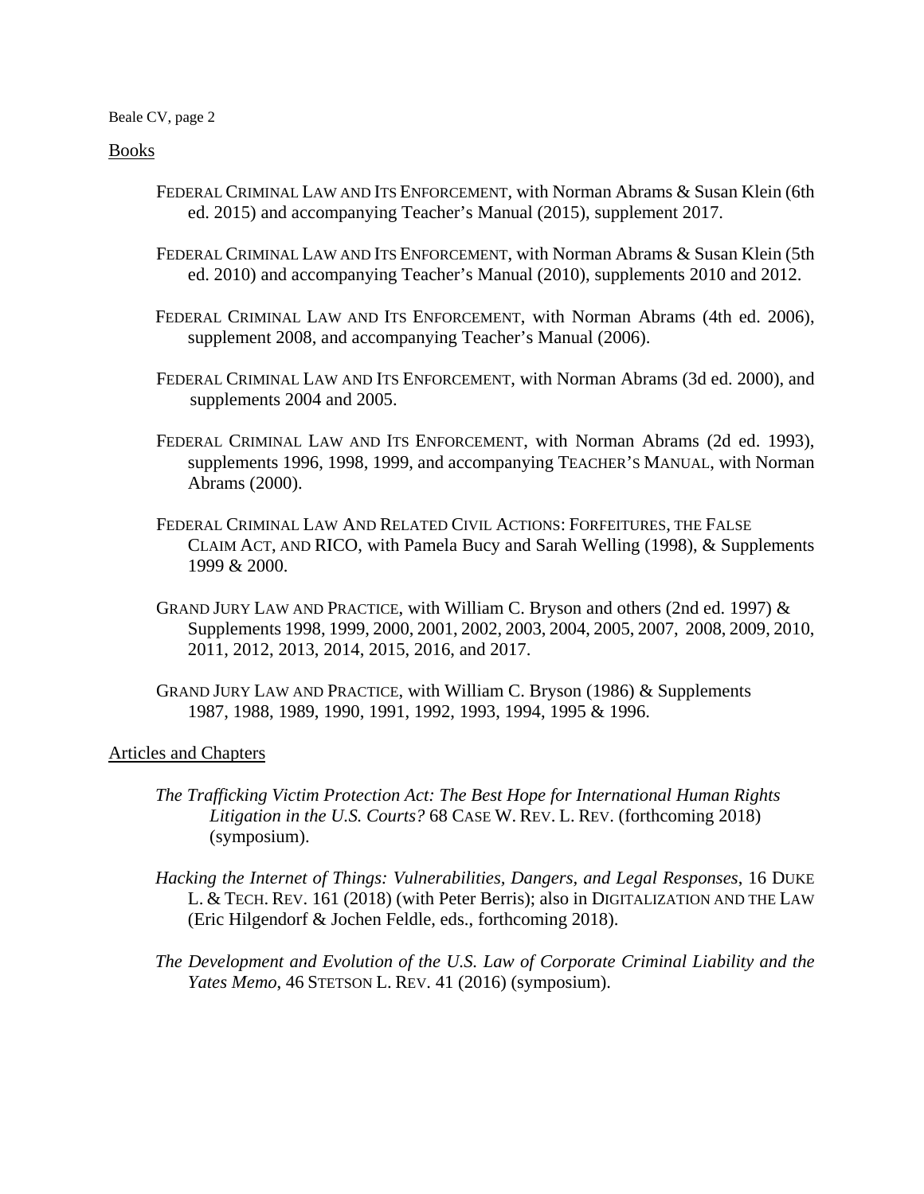## Books

FEDERAL CRIMINAL LAW AND ITS ENFORCEMENT, with Norman Abrams & Susan Klein (6th ed. 2015) and accompanying Teacher's Manual (2015), supplement 2017.

FEDERAL CRIMINAL LAW AND ITS ENFORCEMENT, with Norman Abrams & Susan Klein (5th ed. 2010) and accompanying Teacher's Manual (2010), supplements 2010 and 2012.

FEDERAL CRIMINAL LAW AND ITS ENFORCEMENT, with Norman Abrams (4th ed. 2006), supplement 2008, and accompanying Teacher's Manual (2006).

FEDERAL CRIMINAL LAW AND ITS ENFORCEMENT, with Norman Abrams (3d ed. 2000), and supplements 2004 and 2005.

FEDERAL CRIMINAL LAW AND ITS ENFORCEMENT, with Norman Abrams (2d ed. 1993), supplements 1996, 1998, 1999, and accompanying TEACHER'S MANUAL, with Norman Abrams (2000).

FEDERAL CRIMINAL LAW AND RELATED CIVIL ACTIONS: FORFEITURES, THE FALSE CLAIM ACT, AND RICO, with Pamela Bucy and Sarah Welling (1998), & Supplements 1999 & 2000.

GRAND JURY LAW AND PRACTICE, with William C. Bryson and others (2nd ed. 1997) & Supplements 1998, 1999, 2000, 2001, 2002, 2003, 2004, 2005, 2007, 2008, 2009, 2010, 2011, 2012, 2013, 2014, 2015, 2016, and 2017.

GRAND JURY LAW AND PRACTICE, with William C. Bryson (1986) & Supplements 1987, 1988, 1989, 1990, 1991, 1992, 1993, 1994, 1995 & 1996.

## Articles and Chapters

*The Trafficking Victim Protection Act: The Best Hope for International Human Rights Litigation in the U.S. Courts?* 68 CASE W. REV. L. REV. (forthcoming 2018) (symposium).

*Hacking the Internet of Things: Vulnerabilities, Dangers, and Legal Responses*, 16 DUKE L. & TECH. REV. 161 (2018) (with Peter Berris); also in DIGITALIZATION AND THE LAW (Eric Hilgendorf & Jochen Feldle, eds., forthcoming 2018).

*The Development and Evolution of the U.S. Law of Corporate Criminal Liability and the Yates Memo*, 46 STETSON L. REV. 41 (2016) (symposium).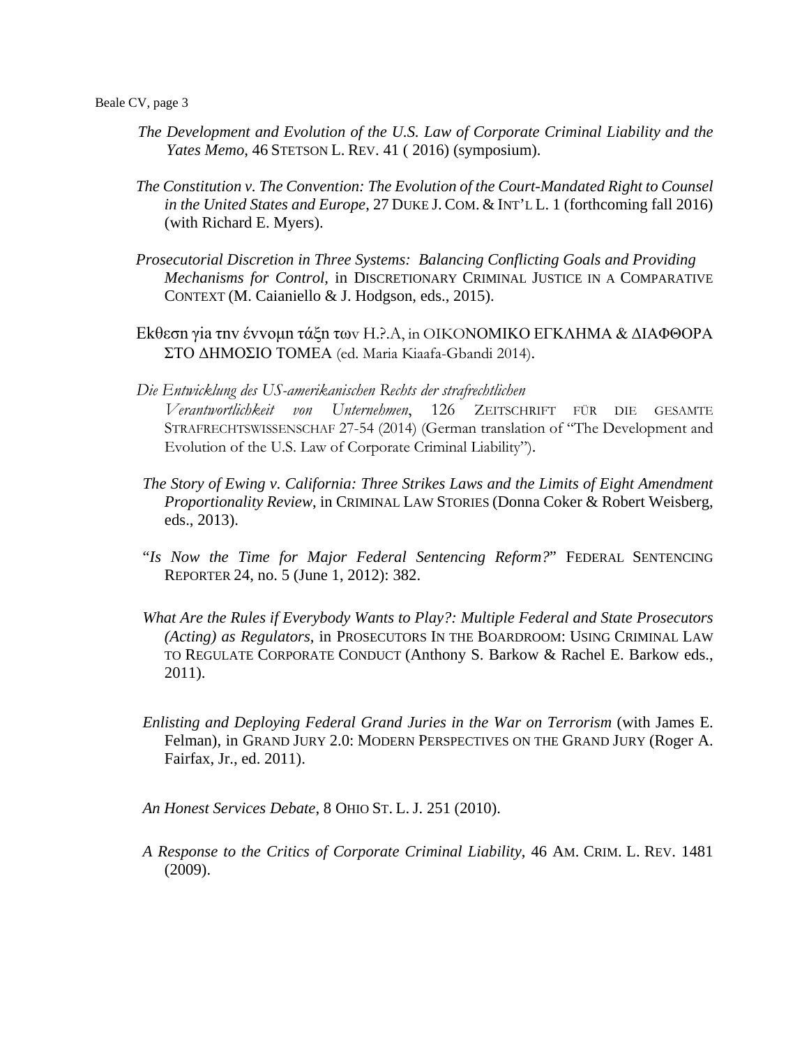*The Development and Evolution of the U.S. Law of Corporate Criminal Liability and the Yates Memo*, 46 STETSON L. REV. 41 ( 2016) (symposium).

*The Constitution v. The Convention: The Evolution of the Court-Mandated Right to Counsel in the United States and Europe*, 27 DUKE J. COM. & INT'L L. 1 (forthcoming fall 2016) (with Richard E. Myers).

*Prosecutorial Discretion in Three Systems: Balancing Conflicting Goals and Providing Mechanisms for Control*, in DISCRETIONARY CRIMINAL JUSTICE IN A COMPARATIVE CONTEXT (M. Caianiello & J. Hodgson, eds., 2015).

Εkθεση γia την έννομη τάξη των Η.?.Α, in ΟΙΚΟΝΟΜΙΚΟ ΕΓΚΛΗΜΑ & ΔΙΑΦΘΟΡΑ ΣΤΟ ΔΗΜΟΣΙΟ ΤΟΜΕΑ (ed. Maria Kiaafa-Gbandi 2014).

*Die Entwicklung des US-amerikanischen Rechts der strafrechtlichen Verantwortlichkeit von Unternehmen*, 126 ZEITSCHRIFT FÜR DIE GESAMTE STRAFRECHTSWISSENSCHAF 27-54 (2014) (German translation of "The Development and Evolution of the U.S. Law of Corporate Criminal Liability").

*The Story of Ewing v. California: Three Strikes Laws and the Limits of Eight Amendment Proportionality Review*, in CRIMINAL LAW STORIES (Donna Coker & Robert Weisberg, eds., 2013).

"*Is Now the Time for Major Federal Sentencing Reform?*" FEDERAL SENTENCING REPORTER 24, no. 5 (June 1, 2012): 382.

*What Are the Rules if Everybody Wants to Play?: Multiple Federal and State Prosecutors (Acting) as Regulators*, in PROSECUTORS IN THE BOARDROOM: USING CRIMINAL LAW TO REGULATE CORPORATE CONDUCT (Anthony S. Barkow & Rachel E. Barkow eds., 2011).

*Enlisting and Deploying Federal Grand Juries in the War on Terrorism* (with James E. Felman), in GRAND JURY 2.0: MODERN PERSPECTIVES ON THE GRAND JURY (Roger A. Fairfax, Jr., ed. 2011).

*An Honest Services Debate*, 8 OHIO ST. L. J. 251 (2010).

*A Response to the Critics of Corporate Criminal Liability*, 46 AM. CRIM. L. REV. 1481 (2009).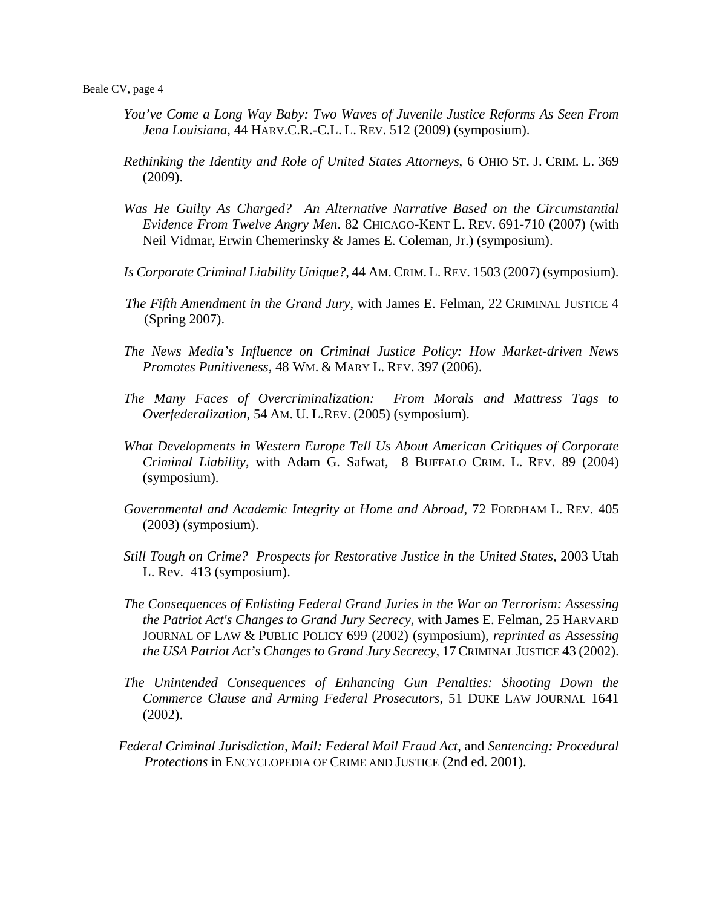*You've Come a Long Way Baby: Two Waves of Juvenile Justice Reforms As Seen From Jena Louisiana*, 44 HARV.C.R.-C.L. L. REV. 512 (2009) (symposium).

*Rethinking the Identity and Role of United States Attorneys*, 6 OHIO ST. J. CRIM. L. 369 (2009).

*Was He Guilty As Charged? An Alternative Narrative Based on the Circumstantial Evidence From Twelve Angry Men*. 82 CHICAGO-KENT L. REV. 691-710 (2007) (with Neil Vidmar, Erwin Chemerinsky & James E. Coleman, Jr.) (symposium).

*Is Corporate Criminal Liability Unique?*, 44 AM. CRIM. L. REV. 1503 (2007) (symposium).

*The Fifth Amendment in the Grand Jury*, with James E. Felman, 22 CRIMINAL JUSTICE 4 (Spring 2007).

*The News Media's Influence on Criminal Justice Policy: How Market-driven News Promotes Punitiveness*, 48 WM. & MARY L. REV. 397 (2006).

*The Many Faces of Overcriminalization: From Morals and Mattress Tags to Overfederalization*, 54 AM. U. L.REV. (2005) (symposium).

*What Developments in Western Europe Tell Us About American Critiques of Corporate Criminal Liability*, with Adam G. Safwat, 8 BUFFALO CRIM. L. REV. 89 (2004) (symposium).

*Governmental and Academic Integrity at Home and Abroad*, 72 FORDHAM L. REV. 405 (2003) (symposium).

*Still Tough on Crime? Prospects for Restorative Justice in the United States*, 2003 Utah L. Rev. 413 (symposium).

*The Consequences of Enlisting Federal Grand Juries in the War on Terrorism: Assessing the Patriot Act's Changes to Grand Jury Secrecy*, with James E. Felman, 25 HARVARD JOURNAL OF LAW & PUBLIC POLICY 699 (2002) (symposium), *reprinted as Assessing the USA Patriot Act's Changes to Grand Jury Secrecy*, 17 CRIMINAL JUSTICE 43 (2002).

*The Unintended Consequences of Enhancing Gun Penalties: Shooting Down the Commerce Clause and Arming Federal Prosecutors*, 51 DUKE LAW JOURNAL 1641 (2002).

*Federal Criminal Jurisdiction, Mail: Federal Mail Fraud Act*, and *Sentencing: Procedural Protections* in ENCYCLOPEDIA OF CRIME AND JUSTICE (2nd ed. 2001).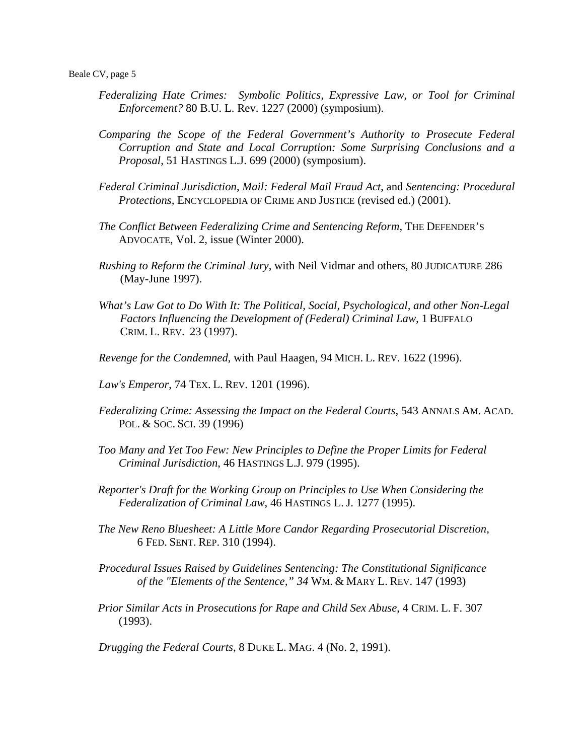*Federalizing Hate Crimes: Symbolic Politics, Expressive Law, or Tool for Criminal Enforcement?* 80 B.U. L. Rev. 1227 (2000) (symposium).

*Comparing the Scope of the Federal Government's Authority to Prosecute Federal Corruption and State and Local Corruption: Some Surprising Conclusions and a Proposal*, 51 HASTINGS L.J. 699 (2000) (symposium).

*Federal Criminal Jurisdiction*, *Mail: Federal Mail Fraud Act*, and *Sentencing: Procedural Protections*, ENCYCLOPEDIA OF CRIME AND JUSTICE (revised ed.) (2001).

*The Conflict Between Federalizing Crime and Sentencing Reform*, THE DEFENDER'S ADVOCATE, Vol. 2, issue (Winter 2000).

*Rushing to Reform the Criminal Jury*, with Neil Vidmar and others, 80 JUDICATURE 286 (May-June 1997).

*What's Law Got to Do With It: The Political, Social, Psychological, and other Non-Legal Factors Influencing the Development of (Federal) Criminal Law,* 1 BUFFALO CRIM. L. REV. 23 (1997).

*Revenge for the Condemned*, with Paul Haagen, 94 MICH. L. REV. 1622 (1996).

*Law's Emperor*, 74 TEX. L. REV. 1201 (1996).

*Federalizing Crime: Assessing the Impact on the Federal Courts*, 543 ANNALS AM. ACAD. POL. & SOC. SCI. 39 (1996)

*Too Many and Yet Too Few: New Principles to Define the Proper Limits for Federal Criminal Jurisdiction*, 46 HASTINGS L.J. 979 (1995).

*Reporter's Draft for the Working Group on Principles to Use When Considering the Federalization of Criminal Law*, 46 HASTINGS L. J. 1277 (1995).

*The New Reno Bluesheet: A Little More Candor Regarding Prosecutorial Discretion*, 6 FED. SENT. REP. 310 (1994).

*Procedural Issues Raised by Guidelines Sentencing: The Constitutional Significance of the "Elements of the Sentence," 34* WM. & MARY L. REV. 147 (1993)

*Prior Similar Acts in Prosecutions for Rape and Child Sex Abuse*, 4 CRIM. L. F. 307 (1993).

*Drugging the Federal Courts*, 8 DUKE L. MAG. 4 (No. 2, 1991).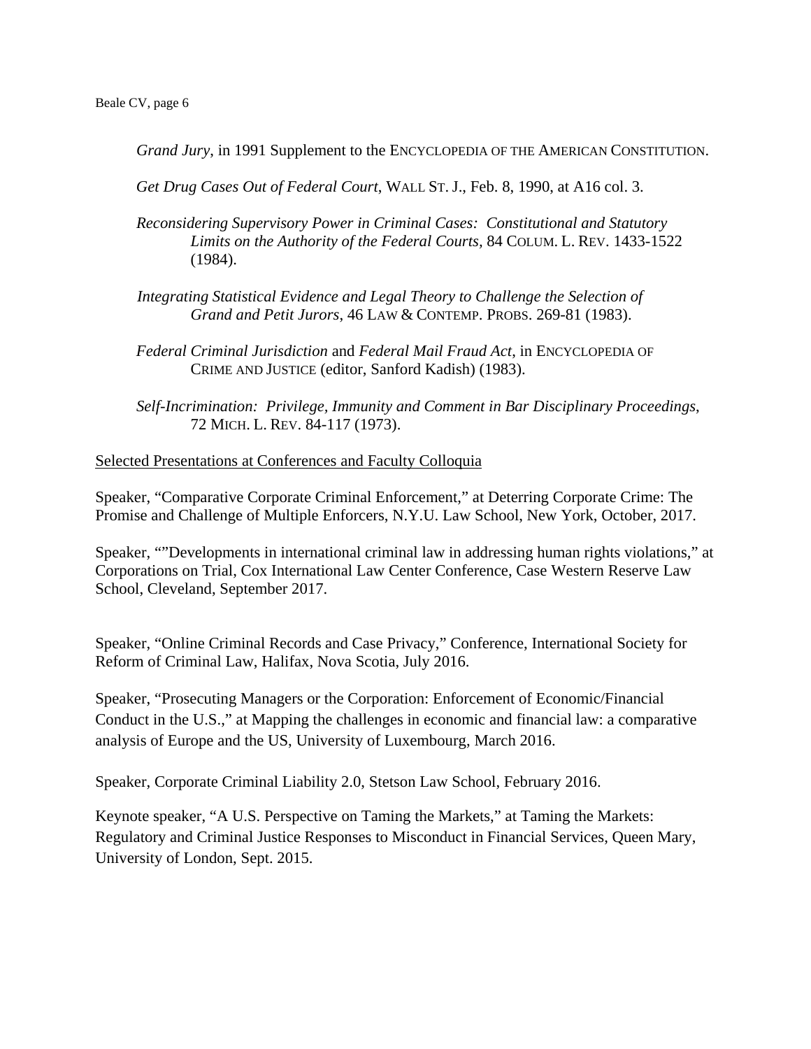*Grand Jury*, in 1991 Supplement to the ENCYCLOPEDIA OF THE AMERICAN CONSTITUTION.

*Get Drug Cases Out of Federal Court*, WALL ST. J., Feb. 8, 1990, at A16 col. 3.

*Reconsidering Supervisory Power in Criminal Cases: Constitutional and Statutory Limits on the Authority of the Federal Courts,* 84 COLUM. L. REV. 1433-1522 (1984).

*Integrating Statistical Evidence and Legal Theory to Challenge the Selection of Grand and Petit Jurors*, 46 LAW & CONTEMP. PROBS. 269-81 (1983).

*Federal Criminal Jurisdiction* and *Federal Mail Fraud Act*, in ENCYCLOPEDIA OF CRIME AND JUSTICE (editor, Sanford Kadish) (1983).

*Self-Incrimination: Privilege, Immunity and Comment in Bar Disciplinary Proceedings*, 72 MICH. L. REV. 84-117 (1973).

Selected Presentations at Conferences and Faculty Colloquia

Speaker, "Comparative Corporate Criminal Enforcement," at Deterring Corporate Crime: The Promise and Challenge of Multiple Enforcers, N.Y.U. Law School, New York, October, 2017.

Speaker, ""Developments in international criminal law in addressing human rights violations," at Corporations on Trial, Cox International Law Center Conference, Case Western Reserve Law School, Cleveland, September 2017.

Speaker, "Online Criminal Records and Case Privacy," Conference, International Society for Reform of Criminal Law, Halifax, Nova Scotia, July 2016.

Speaker, "Prosecuting Managers or the Corporation: Enforcement of Economic/Financial Conduct in the U.S.," at Mapping the challenges in economic and financial law: a comparative analysis of Europe and the US, University of Luxembourg, March 2016.

Speaker, Corporate Criminal Liability 2.0, Stetson Law School, February 2016.

Keynote speaker, "A U.S. Perspective on Taming the Markets," at Taming the Markets: Regulatory and Criminal Justice Responses to Misconduct in Financial Services, Queen Mary, University of London, Sept. 2015.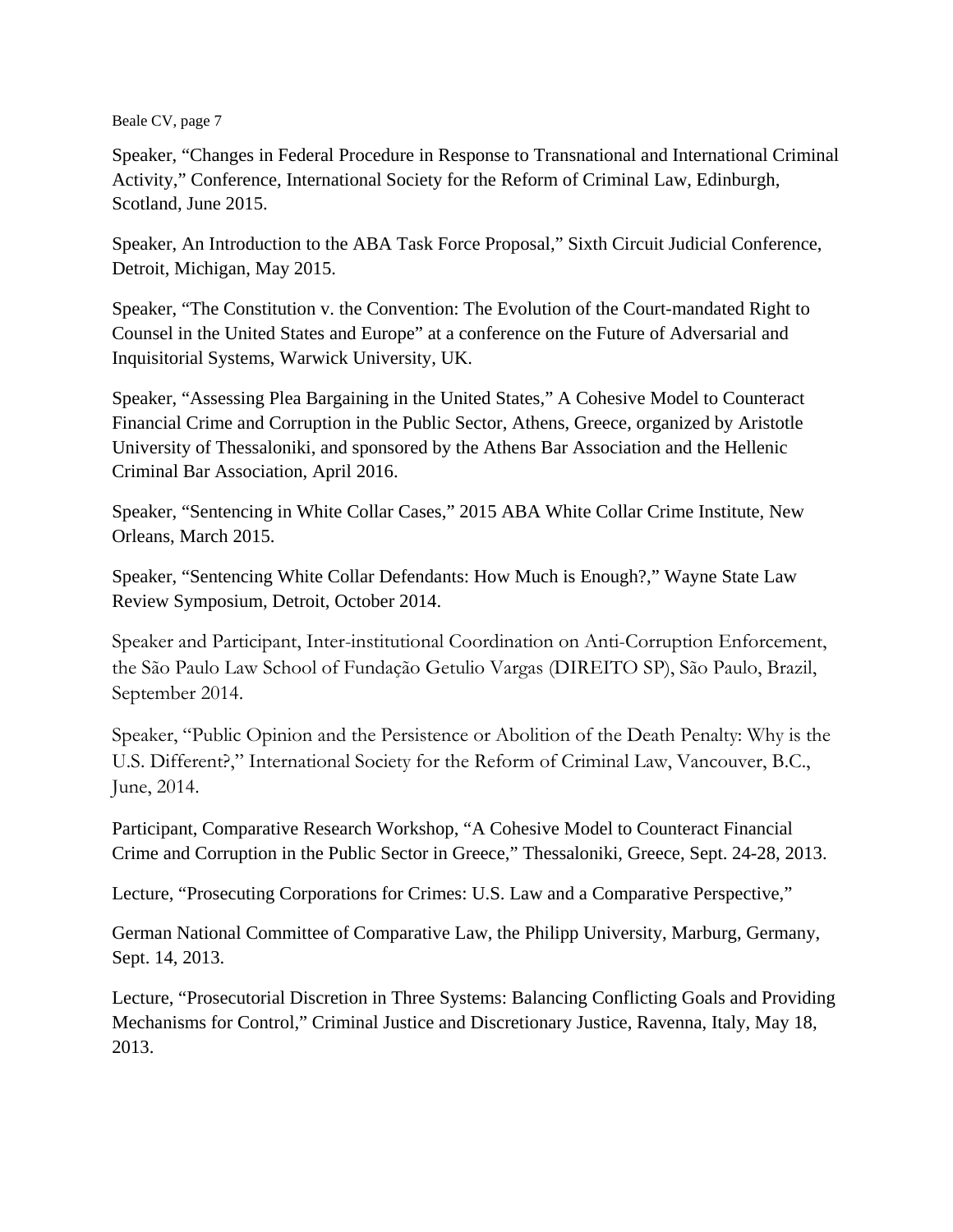Speaker, "Changes in Federal Procedure in Response to Transnational and International Criminal Activity," Conference, International Society for the Reform of Criminal Law, Edinburgh, Scotland, June 2015.

Speaker, An Introduction to the ABA Task Force Proposal," Sixth Circuit Judicial Conference, Detroit, Michigan, May 2015.

Speaker, "The Constitution v. the Convention: The Evolution of the Court-mandated Right to Counsel in the United States and Europe" at a conference on the Future of Adversarial and Inquisitorial Systems, Warwick University, UK.

Speaker, "Assessing Plea Bargaining in the United States," A Cohesive Model to Counteract Financial Crime and Corruption in the Public Sector, Athens, Greece, organized by Aristotle University of Thessaloniki, and sponsored by the Athens Bar Association and the Hellenic Criminal Bar Association, April 2016.

Speaker, "Sentencing in White Collar Cases," 2015 ABA White Collar Crime Institute, New Orleans, March 2015.

Speaker, "Sentencing White Collar Defendants: How Much is Enough?," Wayne State Law Review Symposium, Detroit, October 2014.

Speaker and Participant, Inter-institutional Coordination on Anti-Corruption Enforcement, the São Paulo Law School of Fundação Getulio Vargas (DIREITO SP), São Paulo, Brazil, September 2014.

Speaker, "Public Opinion and the Persistence or Abolition of the Death Penalty: Why is the U.S. Different?," International Society for the Reform of Criminal Law, Vancouver, B.C., June, 2014.

Participant, Comparative Research Workshop, "A Cohesive Model to Counteract Financial Crime and Corruption in the Public Sector in Greece," Thessaloniki, Greece, Sept. 24-28, 2013.

Lecture, "Prosecuting Corporations for Crimes: U.S. Law and a Comparative Perspective,"

German National Committee of Comparative Law, the Philipp University, Marburg, Germany, Sept. 14, 2013.

Lecture, "Prosecutorial Discretion in Three Systems: Balancing Conflicting Goals and Providing Mechanisms for Control," Criminal Justice and Discretionary Justice, Ravenna, Italy, May 18, 2013.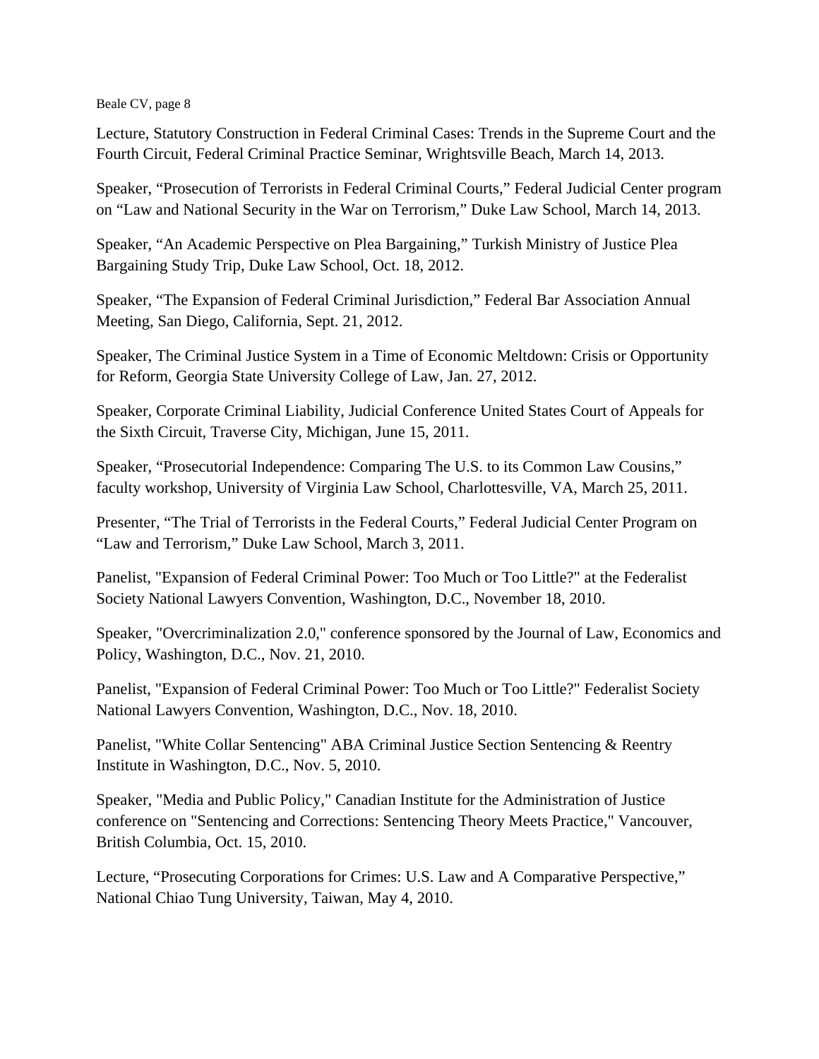Lecture, Statutory Construction in Federal Criminal Cases: Trends in the Supreme Court and the Fourth Circuit, Federal Criminal Practice Seminar, Wrightsville Beach, March 14, 2013.

Speaker, "Prosecution of Terrorists in Federal Criminal Courts," Federal Judicial Center program on "Law and National Security in the War on Terrorism," Duke Law School, March 14, 2013.

Speaker, "An Academic Perspective on Plea Bargaining," Turkish Ministry of Justice Plea Bargaining Study Trip, Duke Law School, Oct. 18, 2012.

Speaker, "The Expansion of Federal Criminal Jurisdiction," Federal Bar Association Annual Meeting, San Diego, California, Sept. 21, 2012.

Speaker, The Criminal Justice System in a Time of Economic Meltdown: Crisis or Opportunity for Reform, Georgia State University College of Law, Jan. 27, 2012.

Speaker, Corporate Criminal Liability, Judicial Conference United States Court of Appeals for the Sixth Circuit, Traverse City, Michigan, June 15, 2011.

Speaker, "Prosecutorial Independence: Comparing The U.S. to its Common Law Cousins," faculty workshop, University of Virginia Law School, Charlottesville, VA, March 25, 2011.

Presenter, "The Trial of Terrorists in the Federal Courts," Federal Judicial Center Program on "Law and Terrorism," Duke Law School, March 3, 2011.

Panelist, "Expansion of Federal Criminal Power: Too Much or Too Little?" at the Federalist Society National Lawyers Convention, Washington, D.C., November 18, 2010.

Speaker, "Overcriminalization 2.0," conference sponsored by the Journal of Law, Economics and Policy, Washington, D.C., Nov. 21, 2010.

Panelist, "Expansion of Federal Criminal Power: Too Much or Too Little?" Federalist Society National Lawyers Convention, Washington, D.C., Nov. 18, 2010.

Panelist, "White Collar Sentencing" ABA Criminal Justice Section Sentencing & Reentry Institute in Washington, D.C., Nov. 5, 2010.

Speaker, "Media and Public Policy," Canadian Institute for the Administration of Justice conference on "Sentencing and Corrections: Sentencing Theory Meets Practice," Vancouver, British Columbia, Oct. 15, 2010.

Lecture, "Prosecuting Corporations for Crimes: U.S. Law and A Comparative Perspective," National Chiao Tung University, Taiwan, May 4, 2010.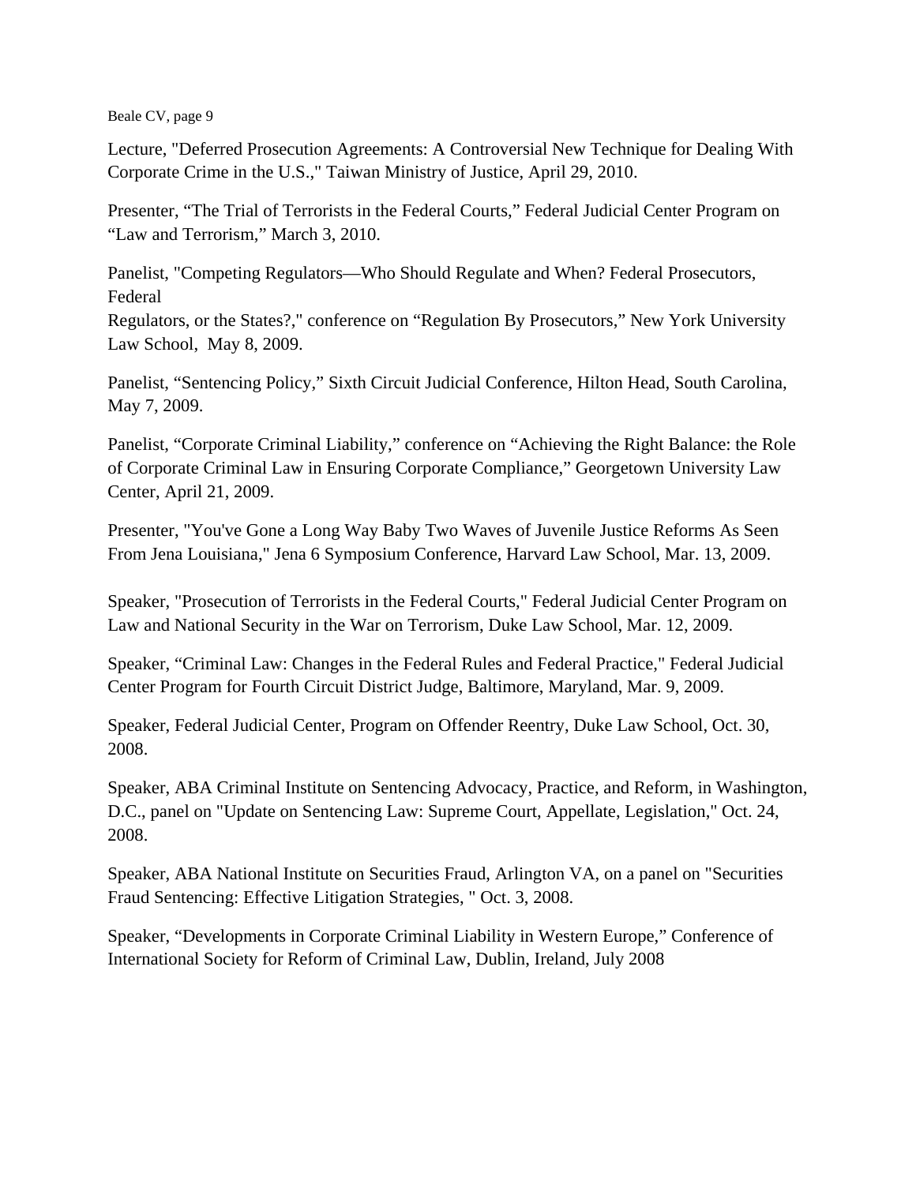Lecture, "Deferred Prosecution Agreements: A Controversial New Technique for Dealing With Corporate Crime in the U.S.," Taiwan Ministry of Justice, April 29, 2010.

Presenter, "The Trial of Terrorists in the Federal Courts," Federal Judicial Center Program on "Law and Terrorism," March 3, 2010.

Panelist, "Competing Regulators—Who Should Regulate and When? Federal Prosecutors, Federal
Regulators, or the States?," conference on "Regulation By Prosecutors," New York University Law School, May 8, 2009.

Panelist, "Sentencing Policy," Sixth Circuit Judicial Conference, Hilton Head, South Carolina, May 7, 2009.

Panelist, "Corporate Criminal Liability," conference on "Achieving the Right Balance: the Role of Corporate Criminal Law in Ensuring Corporate Compliance," Georgetown University Law Center, April 21, 2009.

Presenter, "You've Gone a Long Way Baby Two Waves of Juvenile Justice Reforms As Seen From Jena Louisiana," Jena 6 Symposium Conference, Harvard Law School, Mar. 13, 2009.

Speaker, "Prosecution of Terrorists in the Federal Courts," Federal Judicial Center Program on Law and National Security in the War on Terrorism, Duke Law School, Mar. 12, 2009.

Speaker, "Criminal Law: Changes in the Federal Rules and Federal Practice," Federal Judicial Center Program for Fourth Circuit District Judge, Baltimore, Maryland, Mar. 9, 2009.

Speaker, Federal Judicial Center, Program on Offender Reentry, Duke Law School, Oct. 30, 2008.

Speaker, ABA Criminal Institute on Sentencing Advocacy, Practice, and Reform, in Washington, D.C., panel on "Update on Sentencing Law: Supreme Court, Appellate, Legislation," Oct. 24, 2008.

Speaker, ABA National Institute on Securities Fraud, Arlington VA, on a panel on "Securities Fraud Sentencing: Effective Litigation Strategies, " Oct. 3, 2008.

Speaker, "Developments in Corporate Criminal Liability in Western Europe," Conference of International Society for Reform of Criminal Law, Dublin, Ireland, July 2008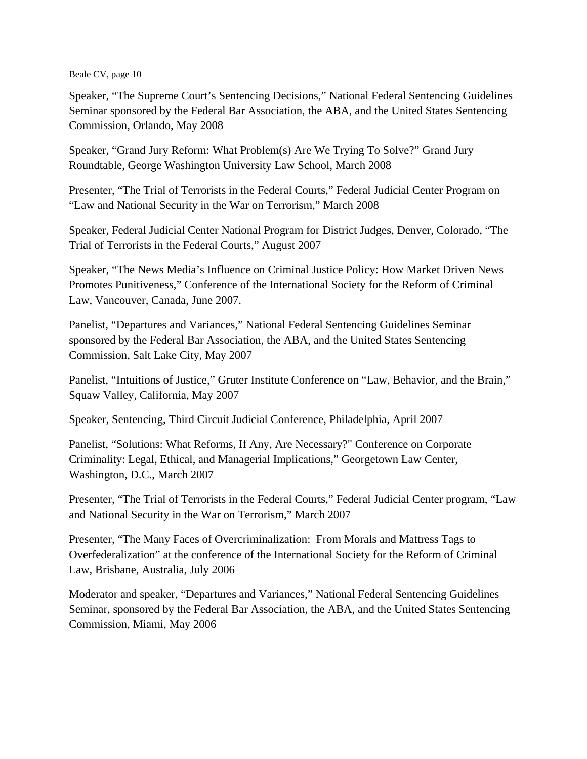Speaker, "The Supreme Court's Sentencing Decisions," National Federal Sentencing Guidelines Seminar sponsored by the Federal Bar Association, the ABA, and the United States Sentencing Commission, Orlando, May 2008

Speaker, "Grand Jury Reform: What Problem(s) Are We Trying To Solve?" Grand Jury Roundtable, George Washington University Law School, March 2008

Presenter, "The Trial of Terrorists in the Federal Courts," Federal Judicial Center Program on "Law and National Security in the War on Terrorism," March 2008

Speaker, Federal Judicial Center National Program for District Judges, Denver, Colorado, "The Trial of Terrorists in the Federal Courts," August 2007

Speaker, "The News Media's Influence on Criminal Justice Policy: How Market Driven News Promotes Punitiveness," Conference of the International Society for the Reform of Criminal Law, Vancouver, Canada, June 2007.

Panelist, "Departures and Variances," National Federal Sentencing Guidelines Seminar sponsored by the Federal Bar Association, the ABA, and the United States Sentencing Commission, Salt Lake City, May 2007

Panelist, "Intuitions of Justice," Gruter Institute Conference on "Law, Behavior, and the Brain," Squaw Valley, California, May 2007

Speaker, Sentencing, Third Circuit Judicial Conference, Philadelphia, April 2007

Panelist, "Solutions: What Reforms, If Any, Are Necessary?" Conference on Corporate Criminality: Legal, Ethical, and Managerial Implications," Georgetown Law Center, Washington, D.C., March 2007

Presenter, "The Trial of Terrorists in the Federal Courts," Federal Judicial Center program, "Law and National Security in the War on Terrorism," March 2007

Presenter, "The Many Faces of Overcriminalization: From Morals and Mattress Tags to Overfederalization" at the conference of the International Society for the Reform of Criminal Law, Brisbane, Australia, July 2006

Moderator and speaker, "Departures and Variances," National Federal Sentencing Guidelines Seminar, sponsored by the Federal Bar Association, the ABA, and the United States Sentencing Commission, Miami, May 2006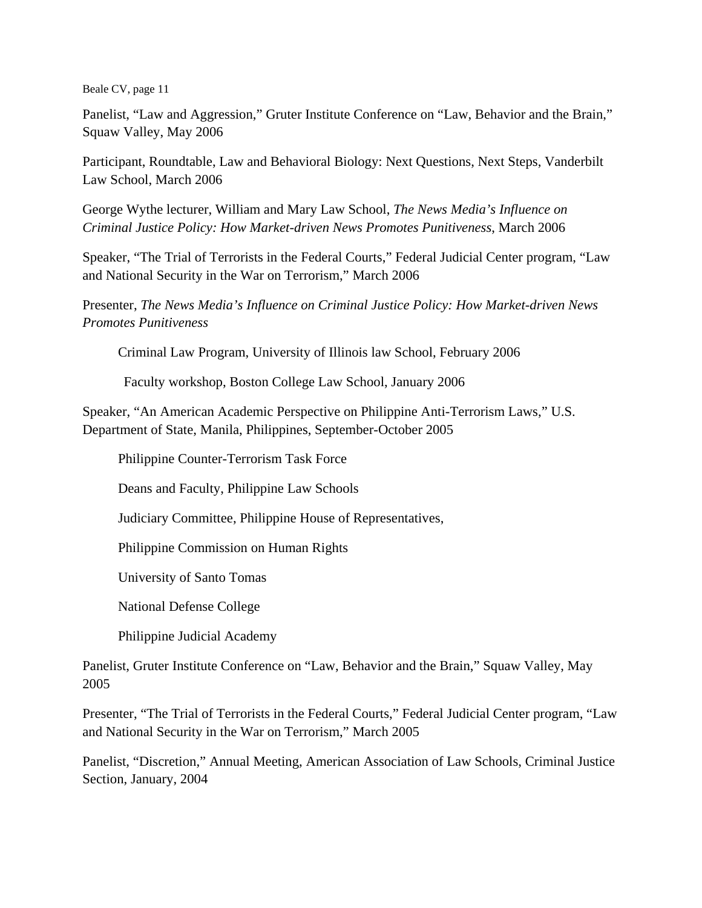Panelist, "Law and Aggression," Gruter Institute Conference on "Law, Behavior and the Brain," Squaw Valley, May 2006

Participant, Roundtable, Law and Behavioral Biology: Next Questions, Next Steps, Vanderbilt Law School, March 2006

George Wythe lecturer, William and Mary Law School, *The News Media's Influence on Criminal Justice Policy: How Market-driven News Promotes Punitiveness*, March 2006

Speaker, "The Trial of Terrorists in the Federal Courts," Federal Judicial Center program, "Law and National Security in the War on Terrorism," March 2006

Presenter, *The News Media's Influence on Criminal Justice Policy: How Market-driven News Promotes Punitiveness*

> Criminal Law Program, University of Illinois law School, February 2006
>
> Faculty workshop, Boston College Law School, January 2006

Speaker, "An American Academic Perspective on Philippine Anti-Terrorism Laws," U.S. Department of State, Manila, Philippines, September-October 2005

> Philippine Counter-Terrorism Task Force
>
> Deans and Faculty, Philippine Law Schools
>
> Judiciary Committee, Philippine House of Representatives,
>
> Philippine Commission on Human Rights
>
> University of Santo Tomas
>
> National Defense College
>
> Philippine Judicial Academy

Panelist, Gruter Institute Conference on "Law, Behavior and the Brain," Squaw Valley, May 2005

Presenter, "The Trial of Terrorists in the Federal Courts," Federal Judicial Center program, "Law and National Security in the War on Terrorism," March 2005

Panelist, "Discretion," Annual Meeting, American Association of Law Schools, Criminal Justice Section, January, 2004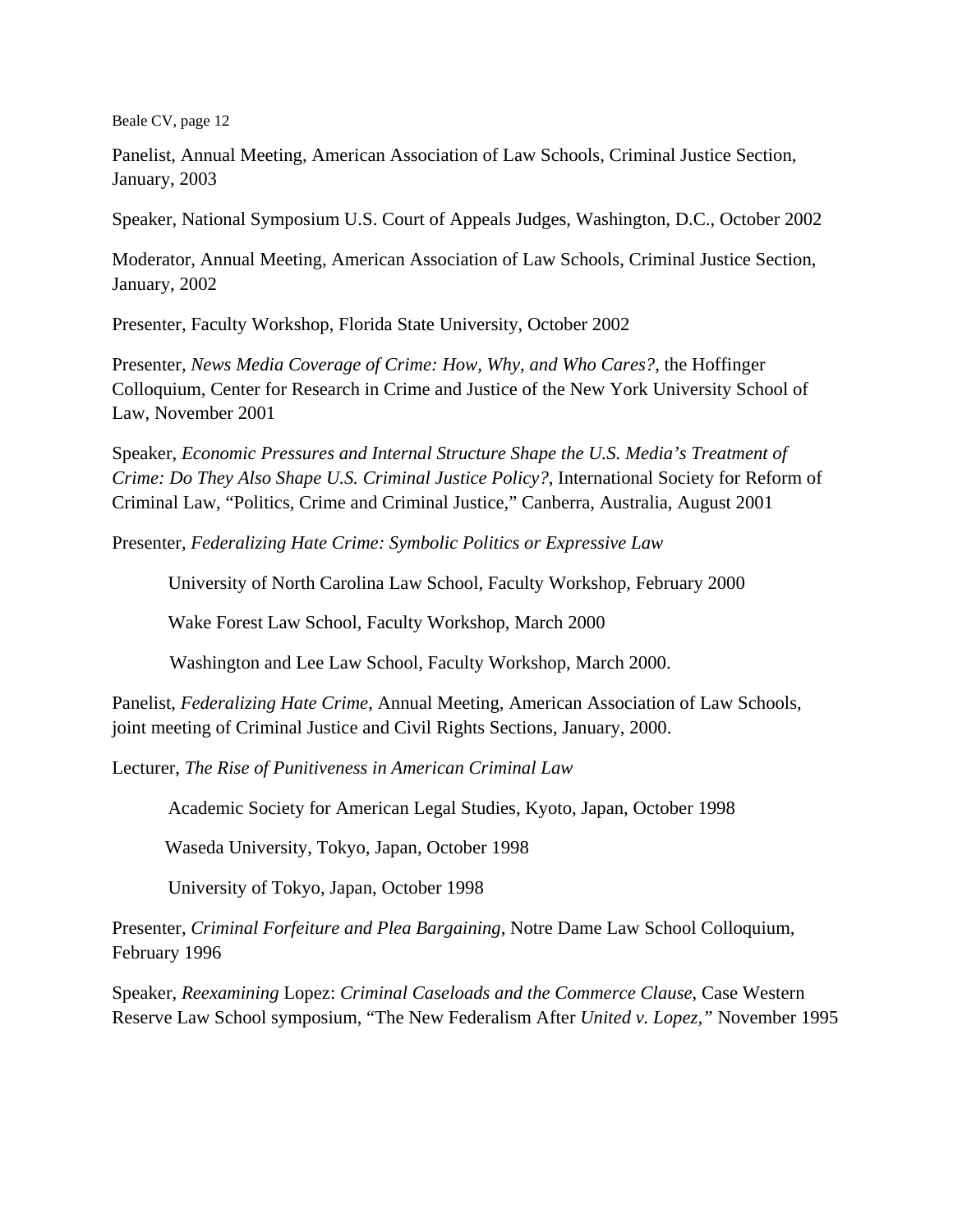Panelist, Annual Meeting, American Association of Law Schools, Criminal Justice Section, January, 2003

Speaker, National Symposium U.S. Court of Appeals Judges, Washington, D.C., October 2002

Moderator, Annual Meeting, American Association of Law Schools, Criminal Justice Section, January, 2002

Presenter, Faculty Workshop, Florida State University, October 2002

Presenter, *News Media Coverage of Crime: How, Why, and Who Cares?*, the Hoffinger Colloquium, Center for Research in Crime and Justice of the New York University School of Law, November 2001

Speaker, *Economic Pressures and Internal Structure Shape the U.S. Media's Treatment of Crime: Do They Also Shape U.S. Criminal Justice Policy?*, International Society for Reform of Criminal Law, "Politics, Crime and Criminal Justice," Canberra, Australia, August 2001

Presenter, *Federalizing Hate Crime: Symbolic Politics or Expressive Law*

- University of North Carolina Law School, Faculty Workshop, February 2000
- Wake Forest Law School, Faculty Workshop, March 2000
- Washington and Lee Law School, Faculty Workshop, March 2000.

Panelist, *Federalizing Hate Crime*, Annual Meeting, American Association of Law Schools, joint meeting of Criminal Justice and Civil Rights Sections, January, 2000.

Lecturer, *The Rise of Punitiveness in American Criminal Law*

- Academic Society for American Legal Studies, Kyoto, Japan, October 1998
- Waseda University, Tokyo, Japan, October 1998
- University of Tokyo, Japan, October 1998

Presenter, *Criminal Forfeiture and Plea Bargaining*, Notre Dame Law School Colloquium, February 1996

Speaker, *Reexamining* Lopez: *Criminal Caseloads and the Commerce Clause*, Case Western Reserve Law School symposium, "The New Federalism After *United v. Lopez,"* November 1995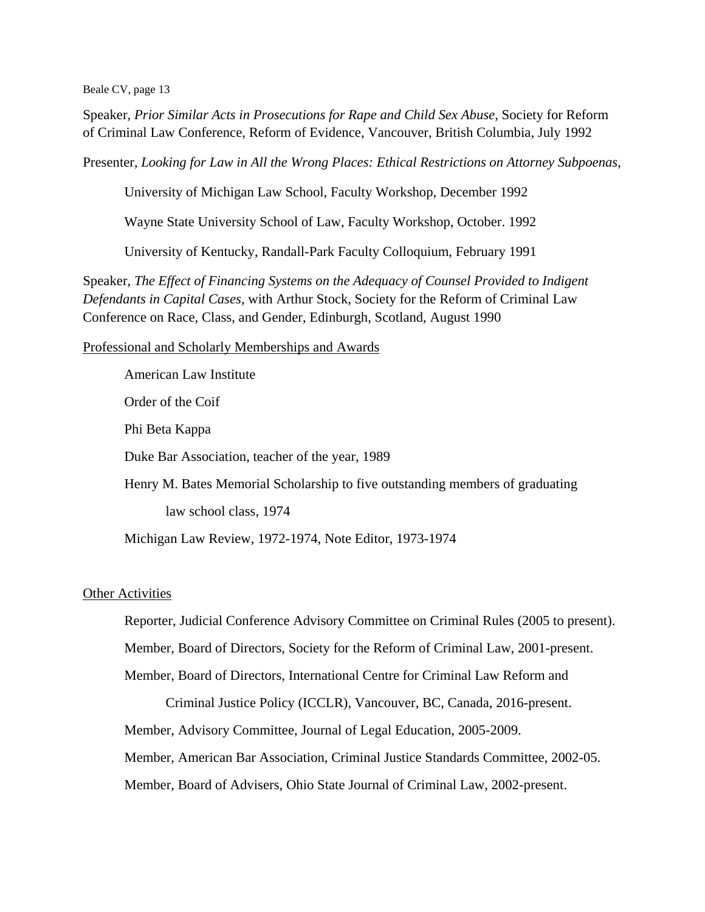Speaker, *Prior Similar Acts in Prosecutions for Rape and Child Sex Abuse*, Society for Reform of Criminal Law Conference, Reform of Evidence, Vancouver, British Columbia, July 1992

Presenter, *Looking for Law in All the Wrong Places: Ethical Restrictions on Attorney Subpoenas*,

> University of Michigan Law School, Faculty Workshop, December 1992
>
> Wayne State University School of Law, Faculty Workshop, October. 1992
>
> University of Kentucky, Randall-Park Faculty Colloquium, February 1991

Speaker, *The Effect of Financing Systems on the Adequacy of Counsel Provided to Indigent Defendants in Capital Cases*, with Arthur Stock, Society for the Reform of Criminal Law Conference on Race, Class, and Gender, Edinburgh, Scotland, August 1990

## Professional and Scholarly Memberships and Awards

- American Law Institute
- Order of the Coif
- Phi Beta Kappa
- Duke Bar Association, teacher of the year, 1989
- Henry M. Bates Memorial Scholarship to five outstanding members of graduating law school class, 1974
- Michigan Law Review, 1972-1974, Note Editor, 1973-1974

## Other Activities

- Reporter, Judicial Conference Advisory Committee on Criminal Rules (2005 to present).
- Member, Board of Directors, Society for the Reform of Criminal Law, 2001-present.
- Member, Board of Directors, International Centre for Criminal Law Reform and Criminal Justice Policy (ICCLR), Vancouver, BC, Canada, 2016-present.
- Member, Advisory Committee, Journal of Legal Education, 2005-2009.
- Member, American Bar Association, Criminal Justice Standards Committee, 2002-05.
- Member, Board of Advisers, Ohio State Journal of Criminal Law, 2002-present.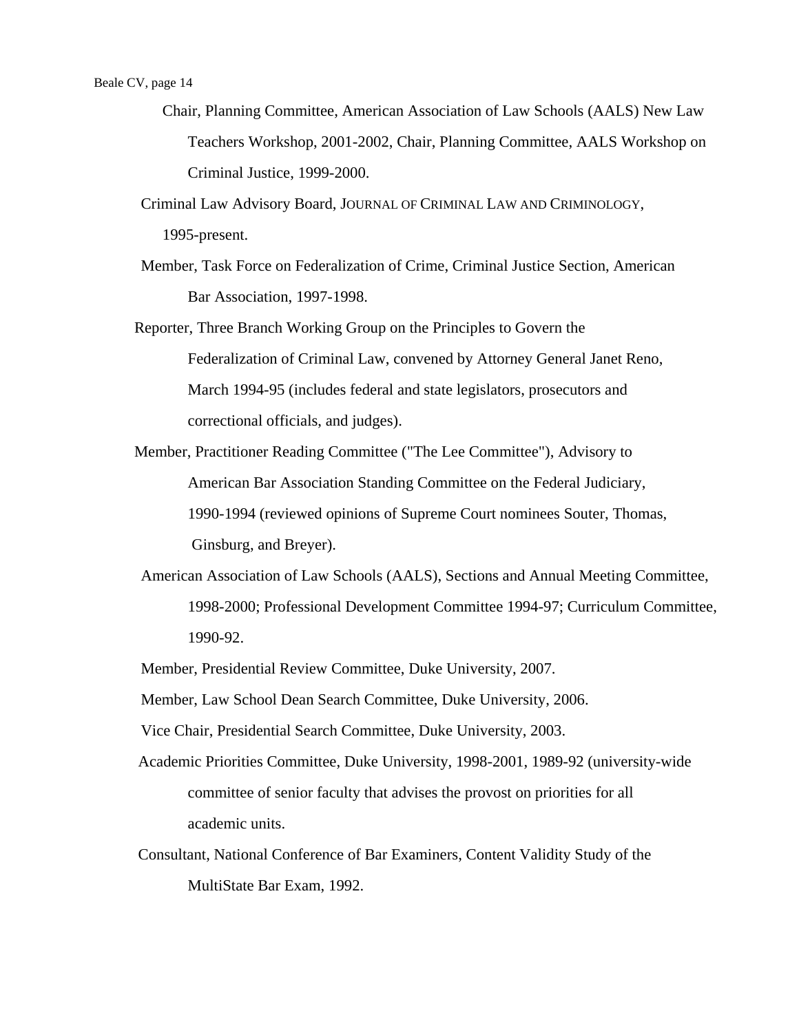Chair, Planning Committee, American Association of Law Schools (AALS) New Law Teachers Workshop, 2001-2002, Chair, Planning Committee, AALS Workshop on Criminal Justice, 1999-2000.

Criminal Law Advisory Board, JOURNAL OF CRIMINAL LAW AND CRIMINOLOGY, 1995-present.

Member, Task Force on Federalization of Crime, Criminal Justice Section, American Bar Association, 1997-1998.

Reporter, Three Branch Working Group on the Principles to Govern the Federalization of Criminal Law, convened by Attorney General Janet Reno, March 1994-95 (includes federal and state legislators, prosecutors and correctional officials, and judges).

Member, Practitioner Reading Committee ("The Lee Committee"), Advisory to American Bar Association Standing Committee on the Federal Judiciary, 1990-1994 (reviewed opinions of Supreme Court nominees Souter, Thomas, Ginsburg, and Breyer).

American Association of Law Schools (AALS), Sections and Annual Meeting Committee, 1998-2000; Professional Development Committee 1994-97; Curriculum Committee, 1990-92.

Member, Presidential Review Committee, Duke University, 2007.

Member, Law School Dean Search Committee, Duke University, 2006.

Vice Chair, Presidential Search Committee, Duke University, 2003.

Academic Priorities Committee, Duke University, 1998-2001, 1989-92 (university-wide committee of senior faculty that advises the provost on priorities for all academic units.

Consultant, National Conference of Bar Examiners, Content Validity Study of the MultiState Bar Exam, 1992.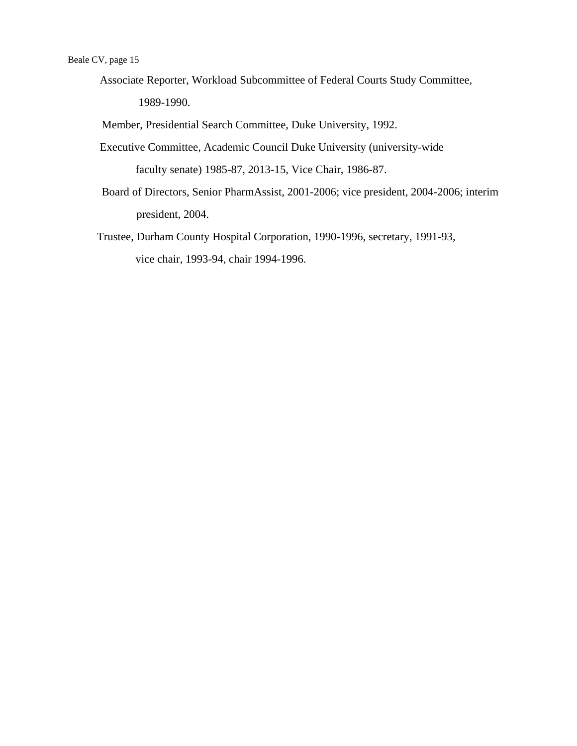Associate Reporter, Workload Subcommittee of Federal Courts Study Committee, 1989-1990.

Member, Presidential Search Committee, Duke University, 1992.

Executive Committee, Academic Council Duke University (university-wide faculty senate) 1985-87, 2013-15, Vice Chair, 1986-87.

Board of Directors, Senior PharmAssist, 2001-2006; vice president, 2004-2006; interim president, 2004.

Trustee, Durham County Hospital Corporation, 1990-1996, secretary, 1991-93, vice chair, 1993-94, chair 1994-1996.